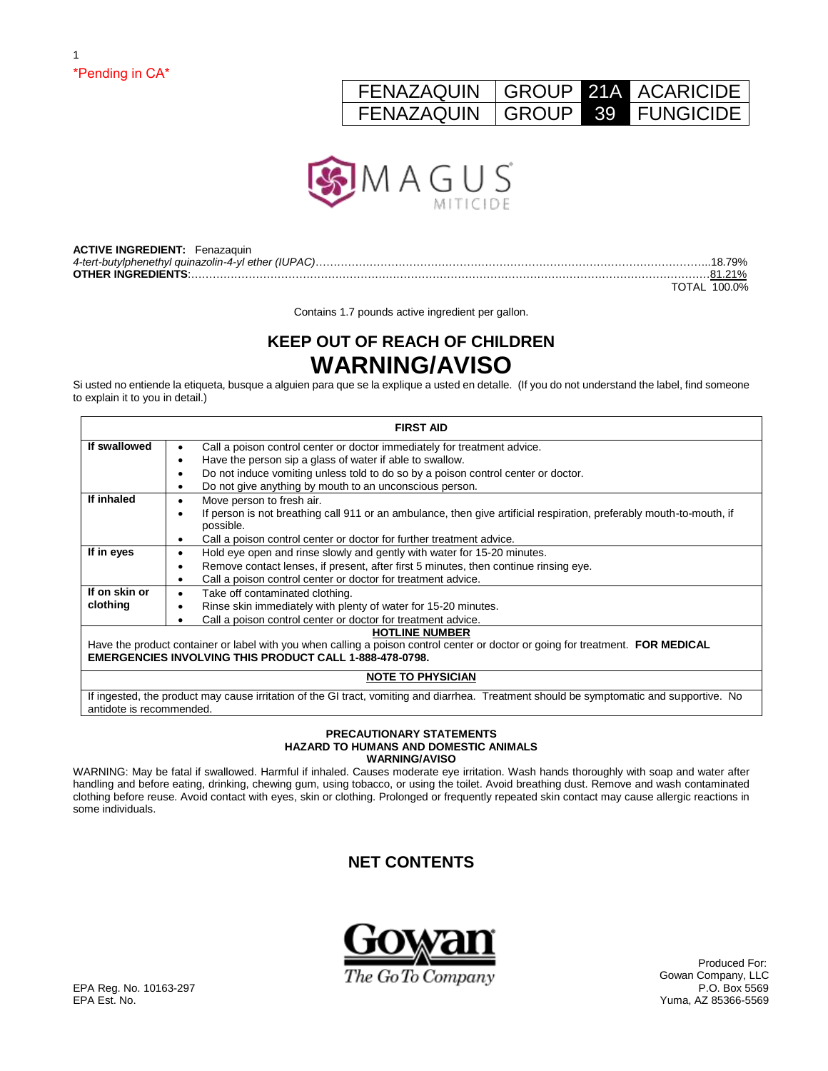*Pending in CA*

| FENAZAQUIN | GROUP | 21A | ACARICIDE |
|---|---|---|---|
| FENAZAQUIN | GROUP | 39 | FUNGICIDE |

# MAGUS
## MITICIDE

**ACTIVE INGREDIENT:** Fenazaquin
*4-tert-butylphenethyl quinazolin-4-yl ether (IUPAC)*..........18.79%
**OTHER INGREDIENTS**:..........81.21%
TOTAL 100.0%

Contains 1.7 pounds active ingredient per gallon.

## KEEP OUT OF REACH OF CHILDREN
# WARNING/AVISO

Si usted no entiende la etiqueta, busque a alguien para que se la explique a usted en detalle. (If you do not understand the label, find someone to explain it to you in detail.)

| FIRST AID | |
|---|---|
| **If swallowed** | • Call a poison control center or doctor immediately for treatment advice.<br>• Have the person sip a glass of water if able to swallow.<br>• Do not induce vomiting unless told to do so by a poison control center or doctor.<br>• Do not give anything by mouth to an unconscious person. |
| **If inhaled** | • Move person to fresh air.<br>• If person is not breathing call 911 or an ambulance, then give artificial respiration, preferably mouth-to-mouth, if possible.<br>• Call a poison control center or doctor for further treatment advice. |
| **If in eyes** | • Hold eye open and rinse slowly and gently with water for 15-20 minutes.<br>• Remove contact lenses, if present, after first 5 minutes, then continue rinsing eye.<br>• Call a poison control center or doctor for treatment advice. |
| **If on skin or clothing** | • Take off contaminated clothing.<br>• Rinse skin immediately with plenty of water for 15-20 minutes.<br>• Call a poison control center or doctor for treatment advice. |
| **HOTLINE NUMBER** | |
| Have the product container or label with you when calling a poison control center or doctor or going for treatment. **FOR MEDICAL EMERGENCIES INVOLVING THIS PRODUCT CALL 1-888-478-0798.** | |
| **NOTE TO PHYSICIAN** | |
| If ingested, the product may cause irritation of the GI tract, vomiting and diarrhea. Treatment should be symptomatic and supportive. No antidote is recommended. | |

**PRECAUTIONARY STATEMENTS**
**HAZARD TO HUMANS AND DOMESTIC ANIMALS**
**WARNING/AVISO**

WARNING: May be fatal if swallowed. Harmful if inhaled. Causes moderate eye irritation. Wash hands thoroughly with soap and water after handling and before eating, drinking, chewing gum, using tobacco, or using the toilet. Avoid breathing dust. Remove and wash contaminated clothing before reuse. Avoid contact with eyes, skin or clothing. Prolonged or frequently repeated skin contact may cause allergic reactions in some individuals.

## NET CONTENTS

Gowan
*The Go To Company*

EPA Reg. No. 10163-297
EPA Est. No.

Produced For:
Gowan Company, LLC
P.O. Box 5569
Yuma, AZ 85366-5569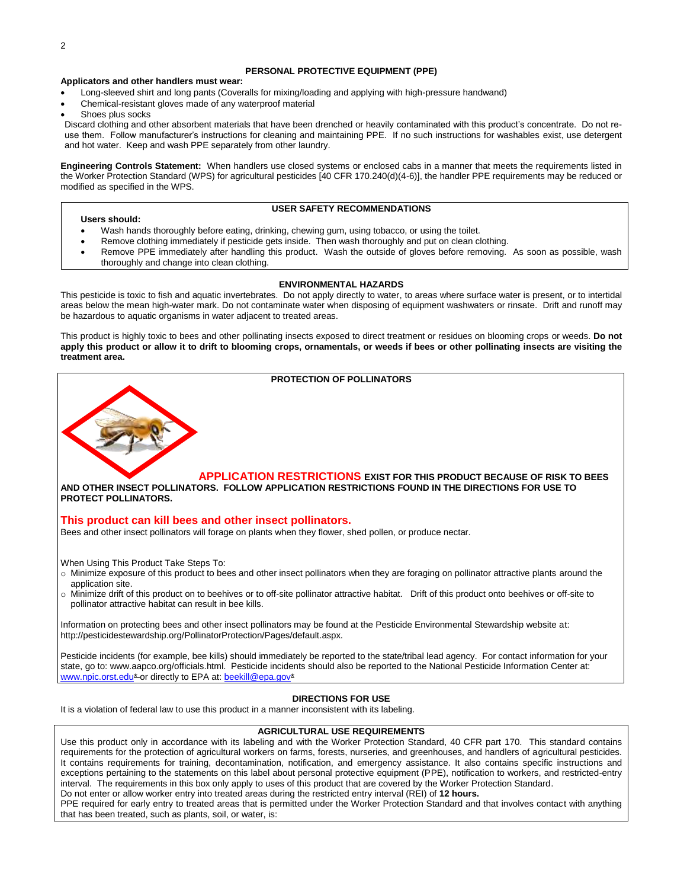## PERSONAL PROTECTIVE EQUIPMENT (PPE)

**Applicators and other handlers must wear:**

- Long-sleeved shirt and long pants (Coveralls for mixing/loading and applying with high-pressure handwand)
- Chemical-resistant gloves made of any waterproof material
- Shoes plus socks

Discard clothing and other absorbent materials that have been drenched or heavily contaminated with this product's concentrate. Do not re-use them. Follow manufacturer's instructions for cleaning and maintaining PPE. If no such instructions for washables exist, use detergent and hot water. Keep and wash PPE separately from other laundry.

**Engineering Controls Statement:** When handlers use closed systems or enclosed cabs in a manner that meets the requirements listed in the Worker Protection Standard (WPS) for agricultural pesticides [40 CFR 170.240(d)(4-6)], the handler PPE requirements may be reduced or modified as specified in the WPS.

## USER SAFETY RECOMMENDATIONS

**Users should:**

- Wash hands thoroughly before eating, drinking, chewing gum, using tobacco, or using the toilet.
- Remove clothing immediately if pesticide gets inside. Then wash thoroughly and put on clean clothing.
- Remove PPE immediately after handling this product. Wash the outside of gloves before removing. As soon as possible, wash thoroughly and change into clean clothing.

## ENVIRONMENTAL HAZARDS

This pesticide is toxic to fish and aquatic invertebrates. Do not apply directly to water, to areas where surface water is present, or to intertidal areas below the mean high-water mark. Do not contaminate water when disposing of equipment washwaters or rinsate. Drift and runoff may be hazardous to aquatic organisms in water adjacent to treated areas.

This product is highly toxic to bees and other pollinating insects exposed to direct treatment or residues on blooming crops or weeds. **Do not apply this product or allow it to drift to blooming crops, ornamentals, or weeds if bees or other pollinating insects are visiting the treatment area.**

## PROTECTION OF POLLINATORS

**APPLICATION RESTRICTIONS EXIST FOR THIS PRODUCT BECAUSE OF RISK TO BEES AND OTHER INSECT POLLINATORS. FOLLOW APPLICATION RESTRICTIONS FOUND IN THE DIRECTIONS FOR USE TO PROTECT POLLINATORS.**

**This product can kill bees and other insect pollinators.**

Bees and other insect pollinators will forage on plants when they flower, shed pollen, or produce nectar.

When Using This Product Take Steps To:

- Minimize exposure of this product to bees and other insect pollinators when they are foraging on pollinator attractive plants around the application site.
- Minimize drift of this product on to beehives or to off-site pollinator attractive habitat. Drift of this product onto beehives or off-site to pollinator attractive habitat can result in bee kills.

Information on protecting bees and other insect pollinators may be found at the Pesticide Environmental Stewardship website at: http://pesticidestewardship.org/PollinatorProtection/Pages/default.aspx.

Pesticide incidents (for example, bee kills) should immediately be reported to the state/tribal lead agency. For contact information for your state, go to: www.aapco.org/officials.html. Pesticide incidents should also be reported to the National Pesticide Information Center at: www.npic.orst.edu or directly to EPA at: beekill@epa.gov

## DIRECTIONS FOR USE

It is a violation of federal law to use this product in a manner inconsistent with its labeling.

## AGRICULTURAL USE REQUIREMENTS

Use this product only in accordance with its labeling and with the Worker Protection Standard, 40 CFR part 170. This standard contains requirements for the protection of agricultural workers on farms, forests, nurseries, and greenhouses, and handlers of agricultural pesticides. It contains requirements for training, decontamination, notification, and emergency assistance. It also contains specific instructions and exceptions pertaining to the statements on this label about personal protective equipment (PPE), notification to workers, and restricted-entry interval. The requirements in this box only apply to uses of this product that are covered by the Worker Protection Standard.

Do not enter or allow worker entry into treated areas during the restricted entry interval (REI) of **12 hours.**

PPE required for early entry to treated areas that is permitted under the Worker Protection Standard and that involves contact with anything that has been treated, such as plants, soil, or water, is: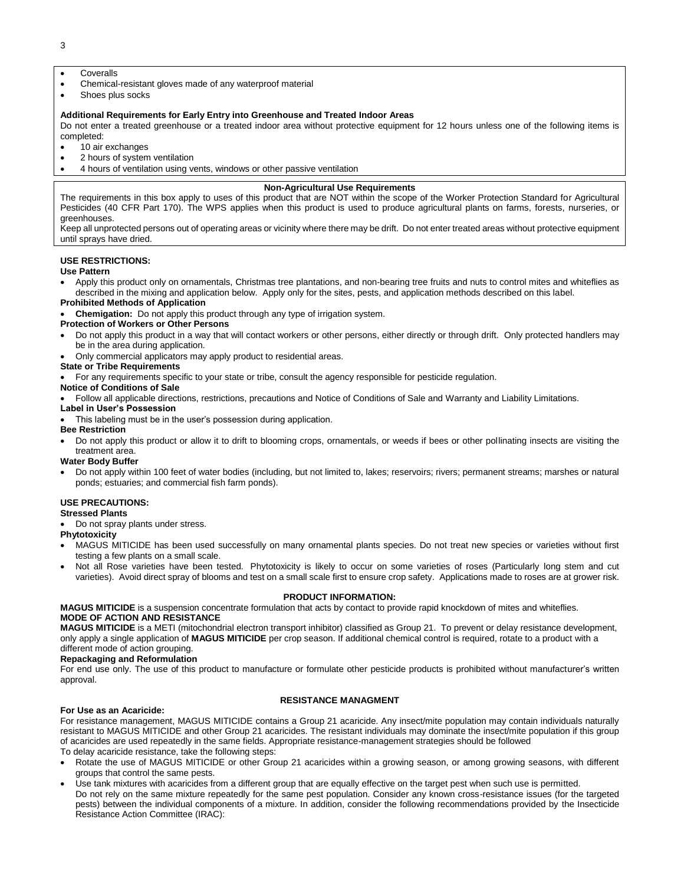- Coveralls
- Chemical-resistant gloves made of any waterproof material
- Shoes plus socks

**Additional Requirements for Early Entry into Greenhouse and Treated Indoor Areas**

Do not enter a treated greenhouse or a treated indoor area without protective equipment for 12 hours unless one of the following items is completed:

- 10 air exchanges
- 2 hours of system ventilation
- 4 hours of ventilation using vents, windows or other passive ventilation

**Non-Agricultural Use Requirements**

The requirements in this box apply to uses of this product that are NOT within the scope of the Worker Protection Standard for Agricultural Pesticides (40 CFR Part 170). The WPS applies when this product is used to produce agricultural plants on farms, forests, nurseries, or greenhouses.

Keep all unprotected persons out of operating areas or vicinity where there may be drift. Do not enter treated areas without protective equipment until sprays have dried.

**USE RESTRICTIONS:**

**Use Pattern**

- Apply this product only on ornamentals, Christmas tree plantations, and non-bearing tree fruits and nuts to control mites and whiteflies as described in the mixing and application below. Apply only for the sites, pests, and application methods described on this label.

**Prohibited Methods of Application**

- **Chemigation:** Do not apply this product through any type of irrigation system.

**Protection of Workers or Other Persons**

- Do not apply this product in a way that will contact workers or other persons, either directly or through drift. Only protected handlers may be in the area during application.
- Only commercial applicators may apply product to residential areas.

**State or Tribe Requirements**

- For any requirements specific to your state or tribe, consult the agency responsible for pesticide regulation.

**Notice of Conditions of Sale**

- Follow all applicable directions, restrictions, precautions and Notice of Conditions of Sale and Warranty and Liability Limitations.

**Label in User's Possession**

- This labeling must be in the user's possession during application.

**Bee Restriction**

- Do not apply this product or allow it to drift to blooming crops, ornamentals, or weeds if bees or other pollinating insects are visiting the treatment area.

**Water Body Buffer**

- Do not apply within 100 feet of water bodies (including, but not limited to, lakes; reservoirs; rivers; permanent streams; marshes or natural ponds; estuaries; and commercial fish farm ponds).

**USE PRECAUTIONS:**

**Stressed Plants**

- Do not spray plants under stress.

**Phytotoxicity**

- MAGUS MITICIDE has been used successfully on many ornamental plants species. Do not treat new species or varieties without first testing a few plants on a small scale.
- Not all Rose varieties have been tested. Phytotoxicity is likely to occur on some varieties of roses (Particularly long stem and cut varieties). Avoid direct spray of blooms and test on a small scale first to ensure crop safety. Applications made to roses are at grower risk.

**PRODUCT INFORMATION:**

**MAGUS MITICIDE** is a suspension concentrate formulation that acts by contact to provide rapid knockdown of mites and whiteflies.

**MODE OF ACTION AND RESISTANCE**

**MAGUS MITICIDE** is a METI (mitochondrial electron transport inhibitor) classified as Group 21. To prevent or delay resistance development, only apply a single application of **MAGUS MITICIDE** per crop season. If additional chemical control is required, rotate to a product with a different mode of action grouping.

**Repackaging and Reformulation**

For end use only. The use of this product to manufacture or formulate other pesticide products is prohibited without manufacturer's written approval.

**RESISTANCE MANAGMENT**

**For Use as an Acaricide:**

For resistance management, MAGUS MITICIDE contains a Group 21 acaricide. Any insect/mite population may contain individuals naturally resistant to MAGUS MITICIDE and other Group 21 acaricides. The resistant individuals may dominate the insect/mite population if this group of acaricides are used repeatedly in the same fields. Appropriate resistance-management strategies should be followed

To delay acaricide resistance, take the following steps:

- Rotate the use of MAGUS MITICIDE or other Group 21 acaricides within a growing season, or among growing seasons, with different groups that control the same pests.
- Use tank mixtures with acaricides from a different group that are equally effective on the target pest when such use is permitted. Do not rely on the same mixture repeatedly for the same pest population. Consider any known cross-resistance issues (for the targeted pests) between the individual components of a mixture. In addition, consider the following recommendations provided by the Insecticide Resistance Action Committee (IRAC):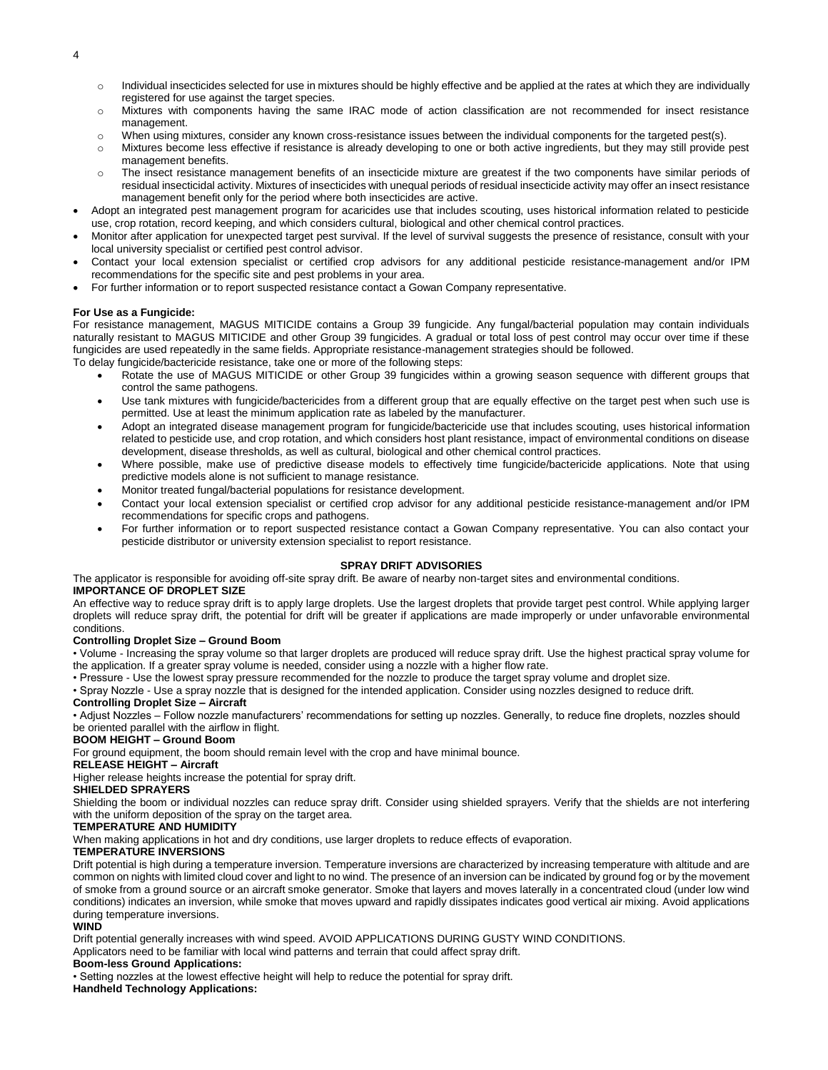- Individual insecticides selected for use in mixtures should be highly effective and be applied at the rates at which they are individually registered for use against the target species.
  - Mixtures with components having the same IRAC mode of action classification are not recommended for insect resistance management.
  - When using mixtures, consider any known cross-resistance issues between the individual components for the targeted pest(s).
  - Mixtures become less effective if resistance is already developing to one or both active ingredients, but they may still provide pest management benefits.
  - The insect resistance management benefits of an insecticide mixture are greatest if the two components have similar periods of residual insecticidal activity. Mixtures of insecticides with unequal periods of residual insecticide activity may offer an insect resistance management benefit only for the period where both insecticides are active.
- Adopt an integrated pest management program for acaricides use that includes scouting, uses historical information related to pesticide use, crop rotation, record keeping, and which considers cultural, biological and other chemical control practices.
- Monitor after application for unexpected target pest survival. If the level of survival suggests the presence of resistance, consult with your local university specialist or certified pest control advisor.
- Contact your local extension specialist or certified crop advisors for any additional pesticide resistance-management and/or IPM recommendations for the specific site and pest problems in your area.
- For further information or to report suspected resistance contact a Gowan Company representative.

**For Use as a Fungicide:**
For resistance management, MAGUS MITICIDE contains a Group 39 fungicide. Any fungal/bacterial population may contain individuals naturally resistant to MAGUS MITICIDE and other Group 39 fungicides. A gradual or total loss of pest control may occur over time if these fungicides are used repeatedly in the same fields. Appropriate resistance-management strategies should be followed.
To delay fungicide/bactericide resistance, take one or more of the following steps:

- Rotate the use of MAGUS MITICIDE or other Group 39 fungicides within a growing season sequence with different groups that control the same pathogens.
- Use tank mixtures with fungicide/bactericides from a different group that are equally effective on the target pest when such use is permitted. Use at least the minimum application rate as labeled by the manufacturer.
- Adopt an integrated disease management program for fungicide/bactericide use that includes scouting, uses historical information related to pesticide use, and crop rotation, and which considers host plant resistance, impact of environmental conditions on disease development, disease thresholds, as well as cultural, biological and other chemical control practices.
- Where possible, make use of predictive disease models to effectively time fungicide/bactericide applications. Note that using predictive models alone is not sufficient to manage resistance.
- Monitor treated fungal/bacterial populations for resistance development.
- Contact your local extension specialist or certified crop advisor for any additional pesticide resistance-management and/or IPM recommendations for specific crops and pathogens.
- For further information or to report suspected resistance contact a Gowan Company representative. You can also contact your pesticide distributor or university extension specialist to report resistance.

## SPRAY DRIFT ADVISORIES

The applicator is responsible for avoiding off-site spray drift. Be aware of nearby non-target sites and environmental conditions.

**IMPORTANCE OF DROPLET SIZE**

An effective way to reduce spray drift is to apply large droplets. Use the largest droplets that provide target pest control. While applying larger droplets will reduce spray drift, the potential for drift will be greater if applications are made improperly or under unfavorable environmental conditions.

**Controlling Droplet Size – Ground Boom**

• Volume - Increasing the spray volume so that larger droplets are produced will reduce spray drift. Use the highest practical spray volume for the application. If a greater spray volume is needed, consider using a nozzle with a higher flow rate.

• Pressure - Use the lowest spray pressure recommended for the nozzle to produce the target spray volume and droplet size.

• Spray Nozzle - Use a spray nozzle that is designed for the intended application. Consider using nozzles designed to reduce drift.

**Controlling Droplet Size – Aircraft**

• Adjust Nozzles – Follow nozzle manufacturers' recommendations for setting up nozzles. Generally, to reduce fine droplets, nozzles should be oriented parallel with the airflow in flight.

**BOOM HEIGHT – Ground Boom**

For ground equipment, the boom should remain level with the crop and have minimal bounce.

**RELEASE HEIGHT – Aircraft**

Higher release heights increase the potential for spray drift.

**SHIELDED SPRAYERS**

Shielding the boom or individual nozzles can reduce spray drift. Consider using shielded sprayers. Verify that the shields are not interfering with the uniform deposition of the spray on the target area.

**TEMPERATURE AND HUMIDITY**

When making applications in hot and dry conditions, use larger droplets to reduce effects of evaporation.

**TEMPERATURE INVERSIONS**

Drift potential is high during a temperature inversion. Temperature inversions are characterized by increasing temperature with altitude and are common on nights with limited cloud cover and light to no wind. The presence of an inversion can be indicated by ground fog or by the movement of smoke from a ground source or an aircraft smoke generator. Smoke that layers and moves laterally in a concentrated cloud (under low wind conditions) indicates an inversion, while smoke that moves upward and rapidly dissipates indicates good vertical air mixing. Avoid applications during temperature inversions.

**WIND**

Drift potential generally increases with wind speed. AVOID APPLICATIONS DURING GUSTY WIND CONDITIONS.
Applicators need to be familiar with local wind patterns and terrain that could affect spray drift.

**Boom-less Ground Applications:**

• Setting nozzles at the lowest effective height will help to reduce the potential for spray drift.

**Handheld Technology Applications:**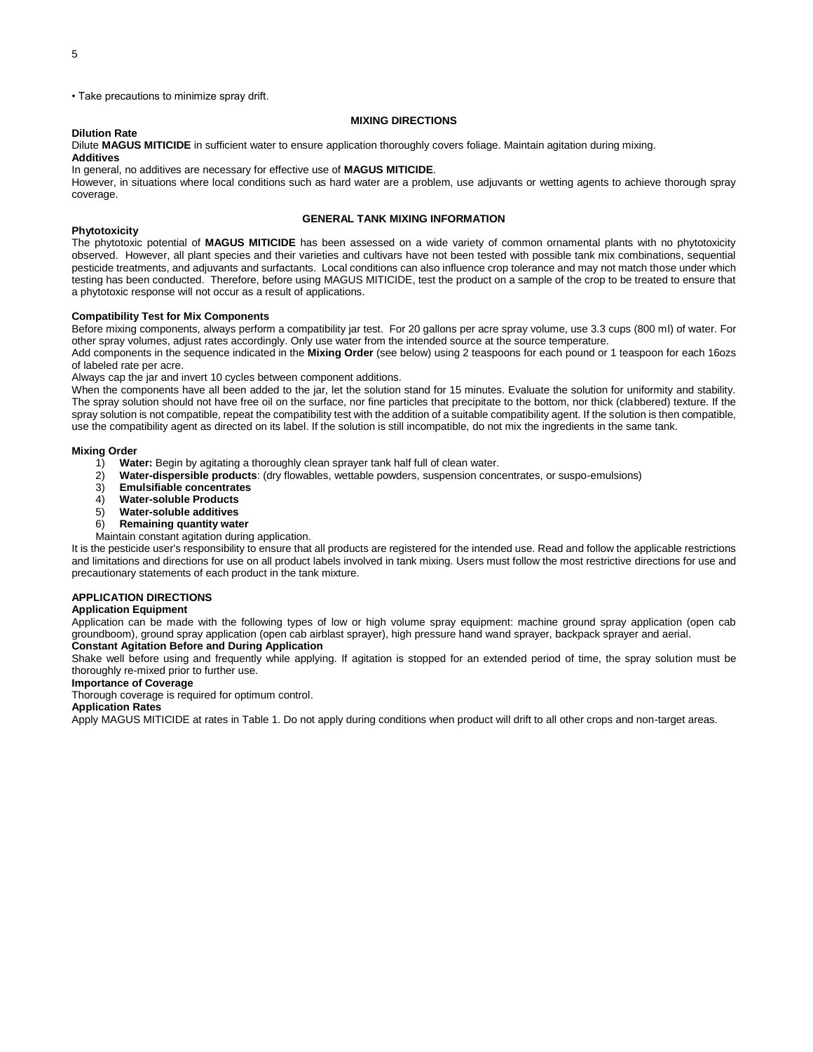• Take precautions to minimize spray drift.

## MIXING DIRECTIONS

**Dilution Rate**

Dilute **MAGUS MITICIDE** in sufficient water to ensure application thoroughly covers foliage. Maintain agitation during mixing.

**Additives**

In general, no additives are necessary for effective use of **MAGUS MITICIDE**.

However, in situations where local conditions such as hard water are a problem, use adjuvants or wetting agents to achieve thorough spray coverage.

## GENERAL TANK MIXING INFORMATION

**Phytotoxicity**

The phytotoxic potential of **MAGUS MITICIDE** has been assessed on a wide variety of common ornamental plants with no phytotoxicity observed. However, all plant species and their varieties and cultivars have not been tested with possible tank mix combinations, sequential pesticide treatments, and adjuvants and surfactants. Local conditions can also influence crop tolerance and may not match those under which testing has been conducted. Therefore, before using MAGUS MITICIDE, test the product on a sample of the crop to be treated to ensure that a phytotoxic response will not occur as a result of applications.

**Compatibility Test for Mix Components**

Before mixing components, always perform a compatibility jar test. For 20 gallons per acre spray volume, use 3.3 cups (800 ml) of water. For other spray volumes, adjust rates accordingly. Only use water from the intended source at the source temperature.

Add components in the sequence indicated in the **Mixing Order** (see below) using 2 teaspoons for each pound or 1 teaspoon for each 16ozs of labeled rate per acre.

Always cap the jar and invert 10 cycles between component additions.

When the components have all been added to the jar, let the solution stand for 15 minutes. Evaluate the solution for uniformity and stability. The spray solution should not have free oil on the surface, nor fine particles that precipitate to the bottom, nor thick (clabbered) texture. If the spray solution is not compatible, repeat the compatibility test with the addition of a suitable compatibility agent. If the solution is then compatible, use the compatibility agent as directed on its label. If the solution is still incompatible, do not mix the ingredients in the same tank.

**Mixing Order**

1) **Water:** Begin by agitating a thoroughly clean sprayer tank half full of clean water.
2) **Water-dispersible products**: (dry flowables, wettable powders, suspension concentrates, or suspo-emulsions)
3) **Emulsifiable concentrates**
4) **Water-soluble Products**
5) **Water-soluble additives**
6) **Remaining quantity water**

Maintain constant agitation during application.

It is the pesticide user's responsibility to ensure that all products are registered for the intended use. Read and follow the applicable restrictions and limitations and directions for use on all product labels involved in tank mixing. Users must follow the most restrictive directions for use and precautionary statements of each product in the tank mixture.

## APPLICATION DIRECTIONS

**Application Equipment**

Application can be made with the following types of low or high volume spray equipment: machine ground spray application (open cab groundboom), ground spray application (open cab airblast sprayer), high pressure hand wand sprayer, backpack sprayer and aerial.

**Constant Agitation Before and During Application**

Shake well before using and frequently while applying. If agitation is stopped for an extended period of time, the spray solution must be thoroughly re-mixed prior to further use.

**Importance of Coverage**

Thorough coverage is required for optimum control.

**Application Rates**

Apply MAGUS MITICIDE at rates in Table 1. Do not apply during conditions when product will drift to all other crops and non-target areas.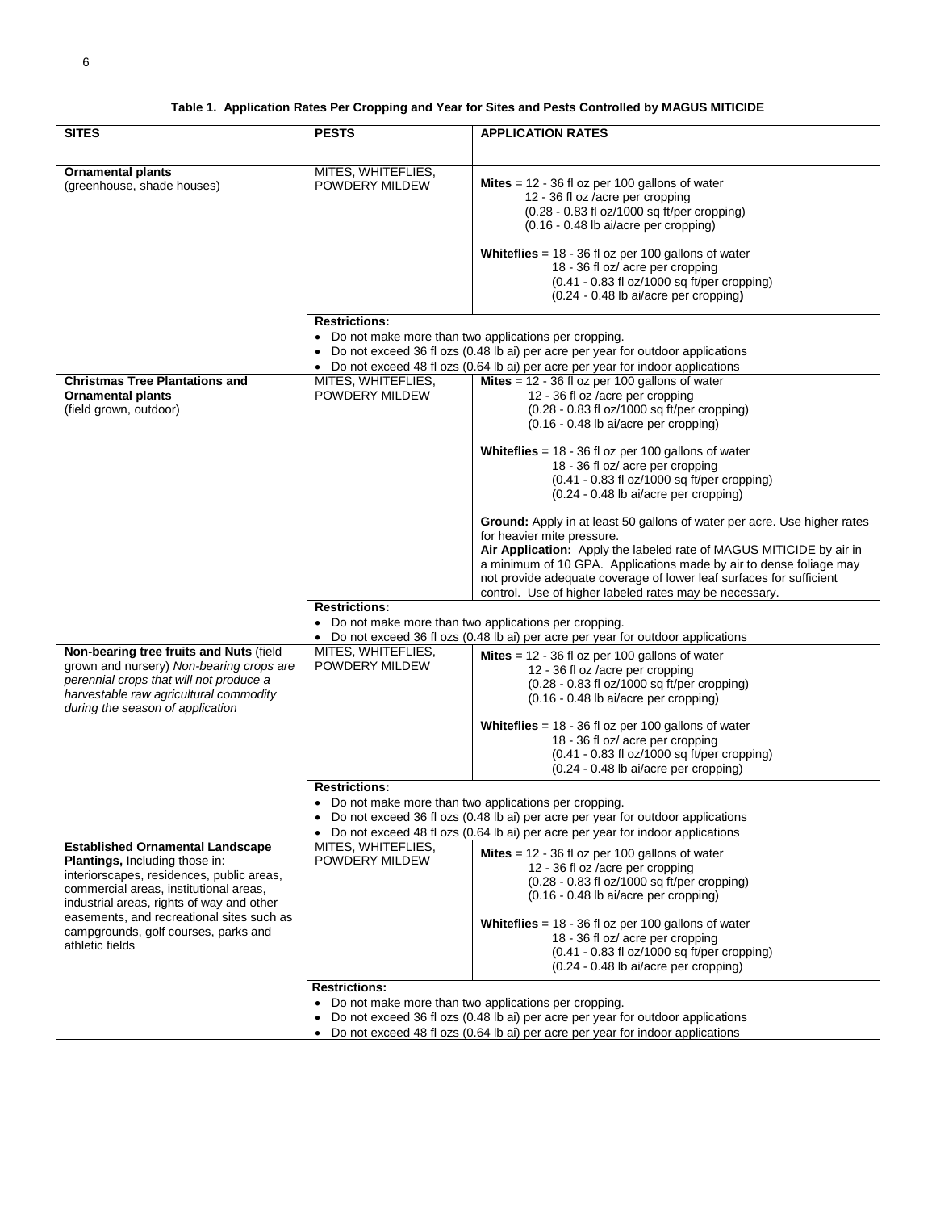**Table 1. Application Rates Per Cropping and Year for Sites and Pests Controlled by MAGUS MITICIDE**

| SITES | PESTS | APPLICATION RATES |
|---|---|---|
| **Ornamental plants** (greenhouse, shade houses) | MITES, WHITEFLIES, POWDERY MILDEW | **Mites** = 12 - 36 fl oz per 100 gallons of water<br>12 - 36 fl oz /acre per cropping<br>(0.28 - 0.83 fl oz/1000 sq ft/per cropping)<br>(0.16 - 0.48 lb ai/acre per cropping)<br><br>**Whiteflies** = 18 - 36 fl oz per 100 gallons of water<br>18 - 36 fl oz/ acre per cropping<br>(0.41 - 0.83 fl oz/1000 sq ft/per cropping)<br>(0.24 - 0.48 lb ai/acre per cropping**)** |
| | **Restrictions:**<br>• Do not make more than two applications per cropping.<br>• Do not exceed 36 fl ozs (0.48 lb ai) per acre per year for outdoor applications<br>• Do not exceed 48 fl ozs (0.64 lb ai) per acre per year for indoor applications | |
| **Christmas Tree Plantations and Ornamental plants** (field grown, outdoor) | MITES, WHITEFLIES, POWDERY MILDEW | **Mites** = 12 - 36 fl oz per 100 gallons of water<br>12 - 36 fl oz /acre per cropping<br>(0.28 - 0.83 fl oz/1000 sq ft/per cropping)<br>(0.16 - 0.48 lb ai/acre per cropping)<br><br>**Whiteflies** = 18 - 36 fl oz per 100 gallons of water<br>18 - 36 fl oz/ acre per cropping<br>(0.41 - 0.83 fl oz/1000 sq ft/per cropping)<br>(0.24 - 0.48 lb ai/acre per cropping)<br><br>**Ground:** Apply in at least 50 gallons of water per acre. Use higher rates for heavier mite pressure.<br>**Air Application:** Apply the labeled rate of MAGUS MITICIDE by air in a minimum of 10 GPA. Applications made by air to dense foliage may not provide adequate coverage of lower leaf surfaces for sufficient control. Use of higher labeled rates may be necessary. |
| | **Restrictions:**<br>• Do not make more than two applications per cropping.<br>• Do not exceed 36 fl ozs (0.48 lb ai) per acre per year for outdoor applications | |
| **Non-bearing tree fruits and Nuts** (field grown and nursery) *Non-bearing crops are perennial crops that will not produce a harvestable raw agricultural commodity during the season of application* | MITES, WHITEFLIES, POWDERY MILDEW | **Mites** = 12 - 36 fl oz per 100 gallons of water<br>12 - 36 fl oz /acre per cropping<br>(0.28 - 0.83 fl oz/1000 sq ft/per cropping)<br>(0.16 - 0.48 lb ai/acre per cropping)<br><br>**Whiteflies** = 18 - 36 fl oz per 100 gallons of water<br>18 - 36 fl oz/ acre per cropping<br>(0.41 - 0.83 fl oz/1000 sq ft/per cropping)<br>(0.24 - 0.48 lb ai/acre per cropping) |
| | **Restrictions:**<br>• Do not make more than two applications per cropping.<br>• Do not exceed 36 fl ozs (0.48 lb ai) per acre per year for outdoor applications<br>• Do not exceed 48 fl ozs (0.64 lb ai) per acre per year for indoor applications | |
| **Established Ornamental Landscape Plantings,** Including those in: interiorscapes, residences, public areas, commercial areas, institutional areas, industrial areas, rights of way and other easements, and recreational sites such as campgrounds, golf courses, parks and athletic fields | MITES, WHITEFLIES, POWDERY MILDEW | **Mites** = 12 - 36 fl oz per 100 gallons of water<br>12 - 36 fl oz /acre per cropping<br>(0.28 - 0.83 fl oz/1000 sq ft/per cropping)<br>(0.16 - 0.48 lb ai/acre per cropping)<br><br>**Whiteflies** = 18 - 36 fl oz per 100 gallons of water<br>18 - 36 fl oz/ acre per cropping<br>(0.41 - 0.83 fl oz/1000 sq ft/per cropping)<br>(0.24 - 0.48 lb ai/acre per cropping) |
| | **Restrictions:**<br>• Do not make more than two applications per cropping.<br>• Do not exceed 36 fl ozs (0.48 lb ai) per acre per year for outdoor applications<br>• Do not exceed 48 fl ozs (0.64 lb ai) per acre per year for indoor applications | |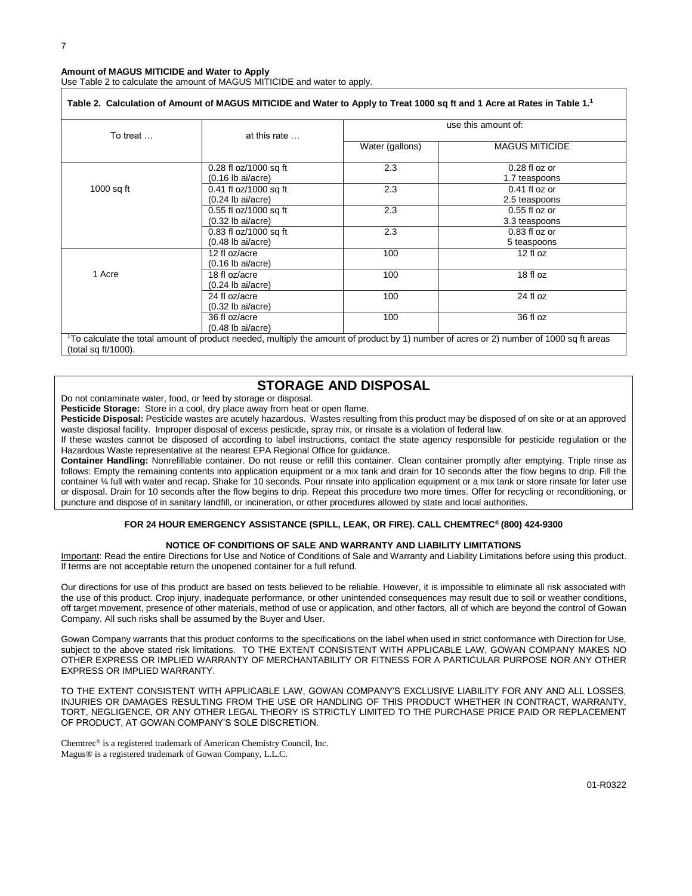**Amount of MAGUS MITICIDE and Water to Apply**

Use Table 2 to calculate the amount of MAGUS MITICIDE and water to apply.

**Table 2. Calculation of Amount of MAGUS MITICIDE and Water to Apply to Treat 1000 sq ft and 1 Acre at Rates in Table 1.[1]**

| To treat … | at this rate … | use this amount of: | |
|---|---|---|---|
| | | Water (gallons) | MAGUS MITICIDE |
| 1000 sq ft | 0.28 fl oz/1000 sq ft (0.16 lb ai/acre) | 2.3 | 0.28 fl oz or 1.7 teaspoons |
| | 0.41 fl oz/1000 sq ft (0.24 lb ai/acre) | 2.3 | 0.41 fl oz or 2.5 teaspoons |
| | 0.55 fl oz/1000 sq ft (0.32 lb ai/acre) | 2.3 | 0.55 fl oz or 3.3 teaspoons |
| | 0.83 fl oz/1000 sq ft (0.48 lb ai/acre) | 2.3 | 0.83 fl oz or 5 teaspoons |
| 1 Acre | 12 fl oz/acre (0.16 lb ai/acre) | 100 | 12 fl oz |
| | 18 fl oz/acre (0.24 lb ai/acre) | 100 | 18 fl oz |
| | 24 fl oz/acre (0.32 lb ai/acre) | 100 | 24 fl oz |
| | 36 fl oz/acre (0.48 lb ai/acre) | 100 | 36 fl oz |

[1]To calculate the total amount of product needed, multiply the amount of product by 1) number of acres or 2) number of 1000 sq ft areas (total sq ft/1000).

## STORAGE AND DISPOSAL

Do not contaminate water, food, or feed by storage or disposal.

**Pesticide Storage:** Store in a cool, dry place away from heat or open flame.

**Pesticide Disposal:** Pesticide wastes are acutely hazardous. Wastes resulting from this product may be disposed of on site or at an approved waste disposal facility. Improper disposal of excess pesticide, spray mix, or rinsate is a violation of federal law.

If these wastes cannot be disposed of according to label instructions, contact the state agency responsible for pesticide regulation or the Hazardous Waste representative at the nearest EPA Regional Office for guidance.

**Container Handling:** Nonrefillable container. Do not reuse or refill this container. Clean container promptly after emptying. Triple rinse as follows: Empty the remaining contents into application equipment or a mix tank and drain for 10 seconds after the flow begins to drip. Fill the container ¼ full with water and recap. Shake for 10 seconds. Pour rinsate into application equipment or a mix tank or store rinsate for later use or disposal. Drain for 10 seconds after the flow begins to drip. Repeat this procedure two more times. Offer for recycling or reconditioning, or puncture and dispose of in sanitary landfill, or incineration, or other procedures allowed by state and local authorities.

**FOR 24 HOUR EMERGENCY ASSISTANCE (SPILL, LEAK, OR FIRE). CALL CHEMTREC® (800) 424-9300**

**NOTICE OF CONDITIONS OF SALE AND WARRANTY AND LIABILITY LIMITATIONS**

Important: Read the entire Directions for Use and Notice of Conditions of Sale and Warranty and Liability Limitations before using this product. If terms are not acceptable return the unopened container for a full refund.

Our directions for use of this product are based on tests believed to be reliable. However, it is impossible to eliminate all risk associated with the use of this product. Crop injury, inadequate performance, or other unintended consequences may result due to soil or weather conditions, off target movement, presence of other materials, method of use or application, and other factors, all of which are beyond the control of Gowan Company. All such risks shall be assumed by the Buyer and User.

Gowan Company warrants that this product conforms to the specifications on the label when used in strict conformance with Direction for Use, subject to the above stated risk limitations. TO THE EXTENT CONSISTENT WITH APPLICABLE LAW, GOWAN COMPANY MAKES NO OTHER EXPRESS OR IMPLIED WARRANTY OF MERCHANTABILITY OR FITNESS FOR A PARTICULAR PURPOSE NOR ANY OTHER EXPRESS OR IMPLIED WARRANTY.

TO THE EXTENT CONSISTENT WITH APPLICABLE LAW, GOWAN COMPANY'S EXCLUSIVE LIABILITY FOR ANY AND ALL LOSSES, INJURIES OR DAMAGES RESULTING FROM THE USE OR HANDLING OF THIS PRODUCT WHETHER IN CONTRACT, WARRANTY, TORT, NEGLIGENCE, OR ANY OTHER LEGAL THEORY IS STRICTLY LIMITED TO THE PURCHASE PRICE PAID OR REPLACEMENT OF PRODUCT, AT GOWAN COMPANY'S SOLE DISCRETION.

Chemtrec® is a registered trademark of American Chemistry Council, Inc.
Magus® is a registered trademark of Gowan Company, L.L.C.

01-R0322